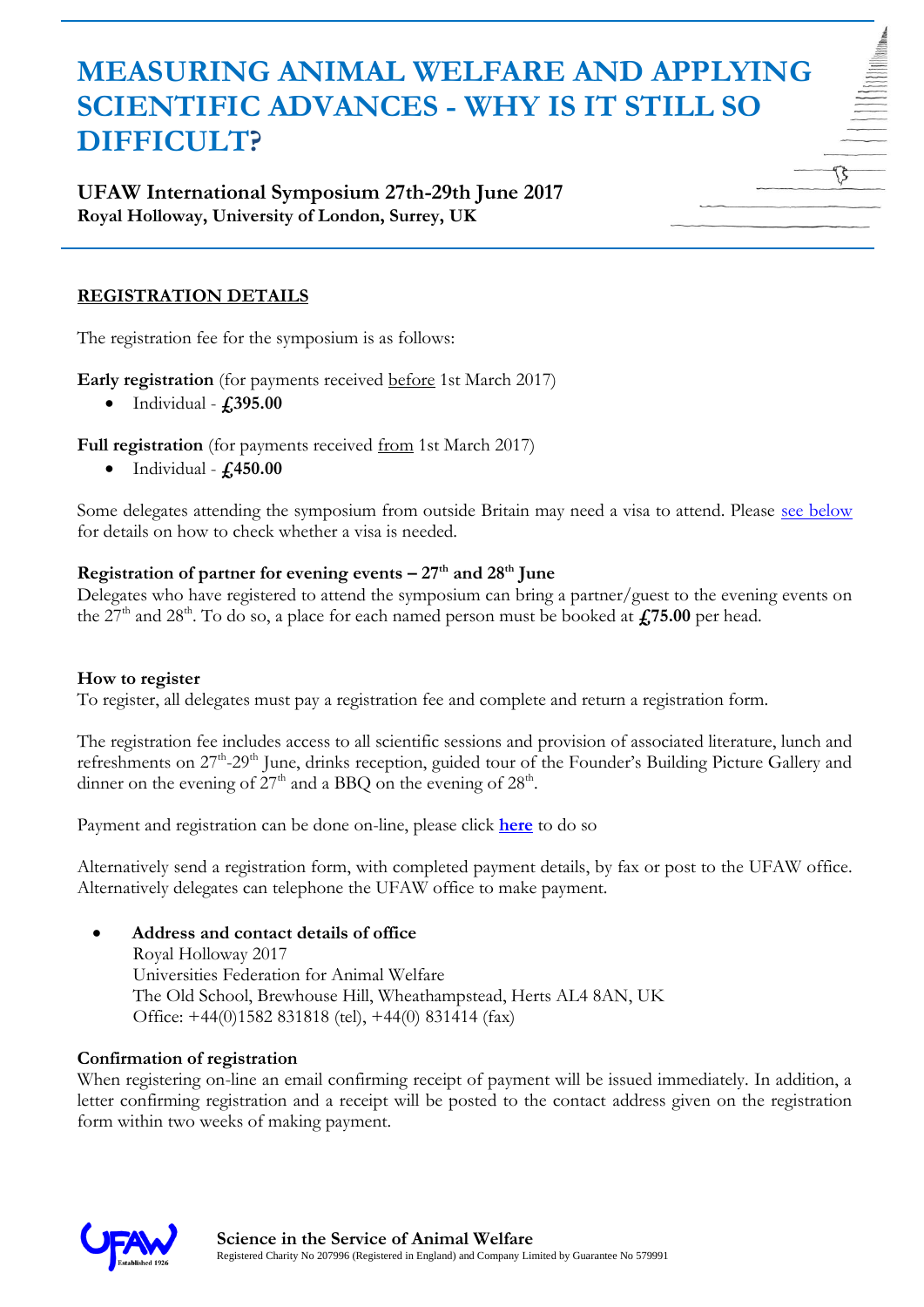# MEASURING ANIMAL WELFARE AND APPLYING SCIENTIFIC ADVANCES - WHY IS IT STILL SO DIFFICULT?

**UFAW International Symposium 27th-29th June 2017**
**Royal Holloway, University of London, Surrey, UK**

## REGISTRATION DETAILS

The registration fee for the symposium is as follows:

**Early registration** (for payments received before 1st March 2017)

- Individual - **£395.00**

**Full registration** (for payments received from 1st March 2017)

- Individual - **£450.00**

Some delegates attending the symposium from outside Britain may need a visa to attend. Please see below for details on how to check whether a visa is needed.

### Registration of partner for evening events – 27th and 28th June

Delegates who have registered to attend the symposium can bring a partner/guest to the evening events on the 27th and 28th. To do so, a place for each named person must be booked at **£75.00** per head.

### How to register

To register, all delegates must pay a registration fee and complete and return a registration form.

The registration fee includes access to all scientific sessions and provision of associated literature, lunch and refreshments on 27th-29th June, drinks reception, guided tour of the Founder's Building Picture Gallery and dinner on the evening of 27th and a BBQ on the evening of 28th.

Payment and registration can be done on-line, please click **here** to do so

Alternatively send a registration form, with completed payment details, by fax or post to the UFAW office. Alternatively delegates can telephone the UFAW office to make payment.

- **Address and contact details of office**
  Royal Holloway 2017
  Universities Federation for Animal Welfare
  The Old School, Brewhouse Hill, Wheathampstead, Herts AL4 8AN, UK
  Office: +44(0)1582 831818 (tel), +44(0) 831414 (fax)

### Confirmation of registration

When registering on-line an email confirming receipt of payment will be issued immediately. In addition, a letter confirming registration and a receipt will be posted to the contact address given on the registration form within two weeks of making payment.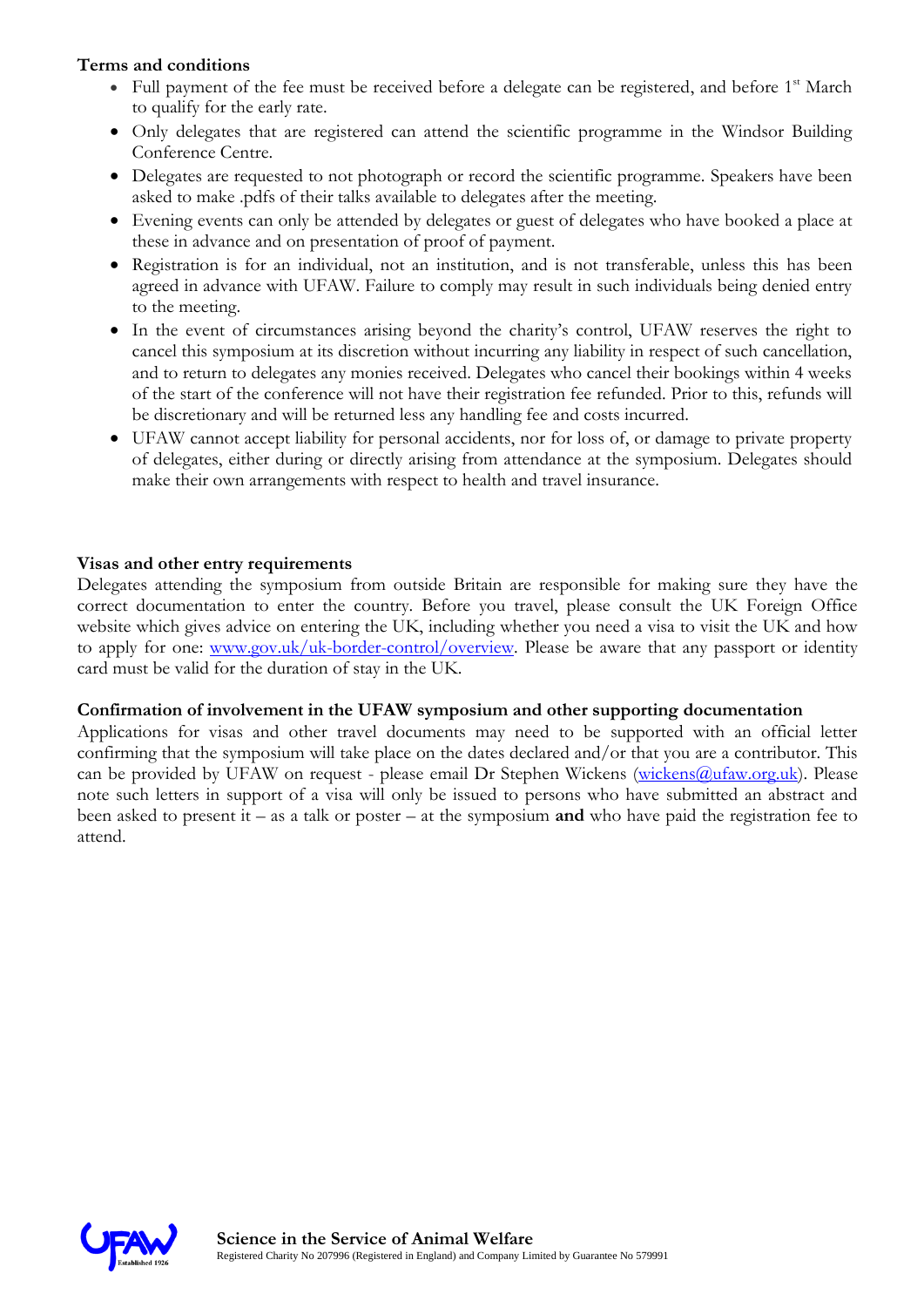**Terms and conditions**

- Full payment of the fee must be received before a delegate can be registered, and before 1st March to qualify for the early rate.
- Only delegates that are registered can attend the scientific programme in the Windsor Building Conference Centre.
- Delegates are requested to not photograph or record the scientific programme. Speakers have been asked to make .pdfs of their talks available to delegates after the meeting.
- Evening events can only be attended by delegates or guest of delegates who have booked a place at these in advance and on presentation of proof of payment.
- Registration is for an individual, not an institution, and is not transferable, unless this has been agreed in advance with UFAW. Failure to comply may result in such individuals being denied entry to the meeting.
- In the event of circumstances arising beyond the charity's control, UFAW reserves the right to cancel this symposium at its discretion without incurring any liability in respect of such cancellation, and to return to delegates any monies received. Delegates who cancel their bookings within 4 weeks of the start of the conference will not have their registration fee refunded. Prior to this, refunds will be discretionary and will be returned less any handling fee and costs incurred.
- UFAW cannot accept liability for personal accidents, nor for loss of, or damage to private property of delegates, either during or directly arising from attendance at the symposium. Delegates should make their own arrangements with respect to health and travel insurance.

**Visas and other entry requirements**

Delegates attending the symposium from outside Britain are responsible for making sure they have the correct documentation to enter the country. Before you travel, please consult the UK Foreign Office website which gives advice on entering the UK, including whether you need a visa to visit the UK and how to apply for one: www.gov.uk/uk-border-control/overview. Please be aware that any passport or identity card must be valid for the duration of stay in the UK.

**Confirmation of involvement in the UFAW symposium and other supporting documentation**

Applications for visas and other travel documents may need to be supported with an official letter confirming that the symposium will take place on the dates declared and/or that you are a contributor. This can be provided by UFAW on request - please email Dr Stephen Wickens (wickens@ufaw.org.uk). Please note such letters in support of a visa will only be issued to persons who have submitted an abstract and been asked to present it – as a talk or poster – at the symposium **and** who have paid the registration fee to attend.